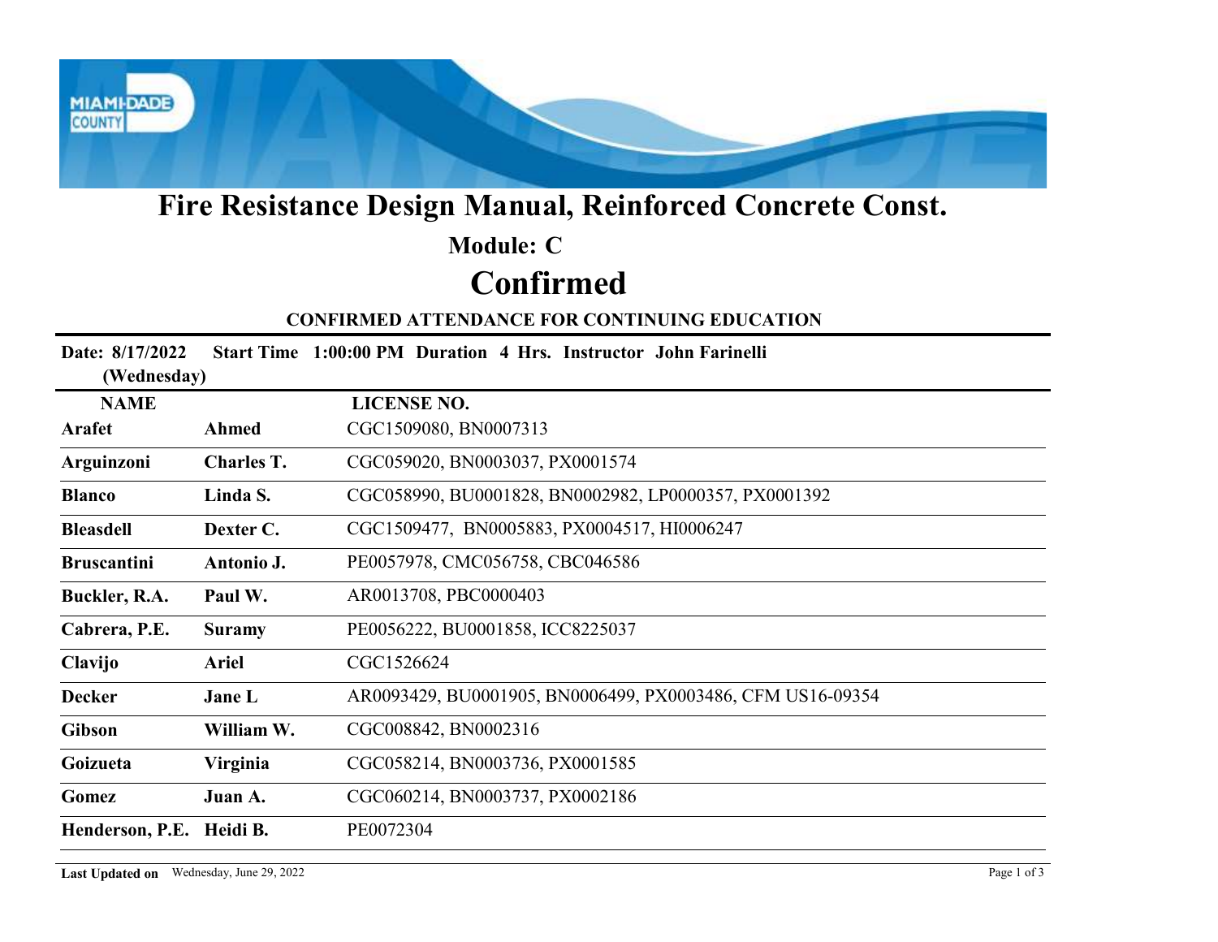# Fire Resistance Design Manual, Reinforced Concrete Const.

## Module: C

## Confirmed

### CONFIRMED ATTENDANCE FOR CONTINUING EDUCATION

**Date: 8/17/2022 (Wednesday) Start Time 1:00:00 PM Duration 4 Hrs. Instructor John Farinelli**

| NAME | | LICENSE NO. |
|---|---|---|
| **Arafet** | **Ahmed** | CGC1509080, BN0007313 |
| **Arguinzoni** | **Charles T.** | CGC059020, BN0003037, PX0001574 |
| **Blanco** | **Linda S.** | CGC058990, BU0001828, BN0002982, LP0000357, PX0001392 |
| **Bleasdell** | **Dexter C.** | CGC1509477, BN0005883, PX0004517, HI0006247 |
| **Bruscantini** | **Antonio J.** | PE0057978, CMC056758, CBC046586 |
| **Buckler, R.A.** | **Paul W.** | AR0013708, PBC0000403 |
| **Cabrera, P.E.** | **Suramy** | PE0056222, BU0001858, ICC8225037 |
| **Clavijo** | **Ariel** | CGC1526624 |
| **Decker** | **Jane L** | AR0093429, BU0001905, BN0006499, PX0003486, CFM US16-09354 |
| **Gibson** | **William W.** | CGC008842, BN0002316 |
| **Goizueta** | **Virginia** | CGC058214, BN0003736, PX0001585 |
| **Gomez** | **Juan A.** | CGC060214, BN0003737, PX0002186 |
| **Henderson, P.E.** | **Heidi B.** | PE0072304 |

**Last Updated on** Wednesday, June 29, 2022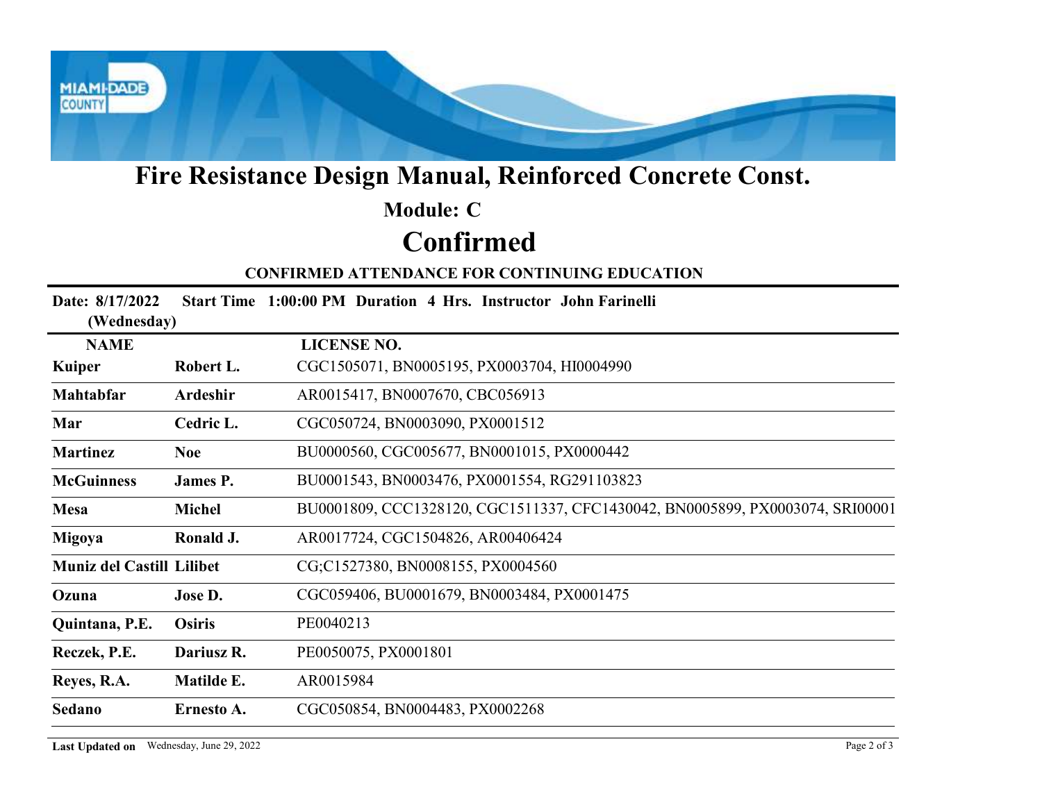# Fire Resistance Design Manual, Reinforced Concrete Const.

## Module: C

# Confirmed

### CONFIRMED ATTENDANCE FOR CONTINUING EDUCATION

**Date: 8/17/2022 (Wednesday) Start Time 1:00:00 PM Duration 4 Hrs. Instructor John Farinelli**

| NAME | | LICENSE NO. |
|---|---|---|
| **Kuiper** | **Robert L.** | CGC1505071, BN0005195, PX0003704, HI0004990 |
| **Mahtabfar** | **Ardeshir** | AR0015417, BN0007670, CBC056913 |
| **Mar** | **Cedric L.** | CGC050724, BN0003090, PX0001512 |
| **Martinez** | **Noe** | BU0000560, CGC005677, BN0001015, PX0000442 |
| **McGuinness** | **James P.** | BU0001543, BN0003476, PX0001554, RG291103823 |
| **Mesa** | **Michel** | BU0001809, CCC1328120, CGC1511337, CFC1430042, BN0005899, PX0003074, SRI00001 |
| **Migoya** | **Ronald J.** | AR0017724, CGC1504826, AR00406424 |
| **Muniz del Castill** | **Lilibet** | CG;C1527380, BN0008155, PX0004560 |
| **Ozuna** | **Jose D.** | CGC059406, BU0001679, BN0003484, PX0001475 |
| **Quintana, P.E.** | **Osiris** | PE0040213 |
| **Reczek, P.E.** | **Dariusz R.** | PE0050075, PX0001801 |
| **Reyes, R.A.** | **Matilde E.** | AR0015984 |
| **Sedano** | **Ernesto A.** | CGC050854, BN0004483, PX0002268 |

**Last Updated on** Wednesday, June 29, 2022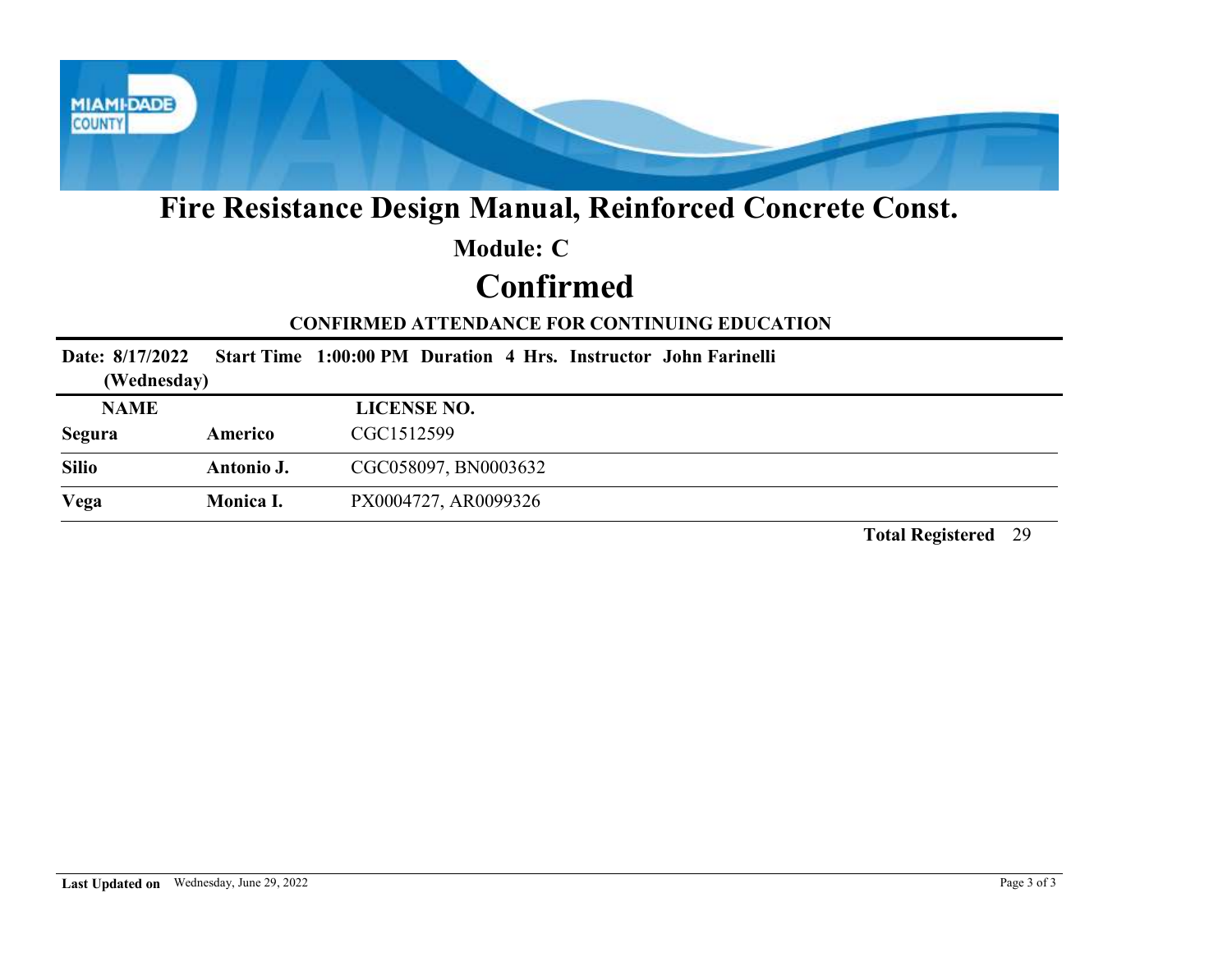# Fire Resistance Design Manual, Reinforced Concrete Const.

## Module: C

# Confirmed

### CONFIRMED ATTENDANCE FOR CONTINUING EDUCATION

**Date: 8/17/2022 (Wednesday)** **Start Time 1:00:00 PM** **Duration 4 Hrs.** **Instructor John Farinelli**

| NAME | | LICENSE NO. |
|---|---|---|
| **Segura** | **Americo** | CGC1512599 |
| **Silio** | **Antonio J.** | CGC058097, BN0003632 |
| **Vega** | **Monica I.** | PX0004727, AR0099326 |

**Total Registered** 29

**Last Updated on** Wednesday, June 29, 2022